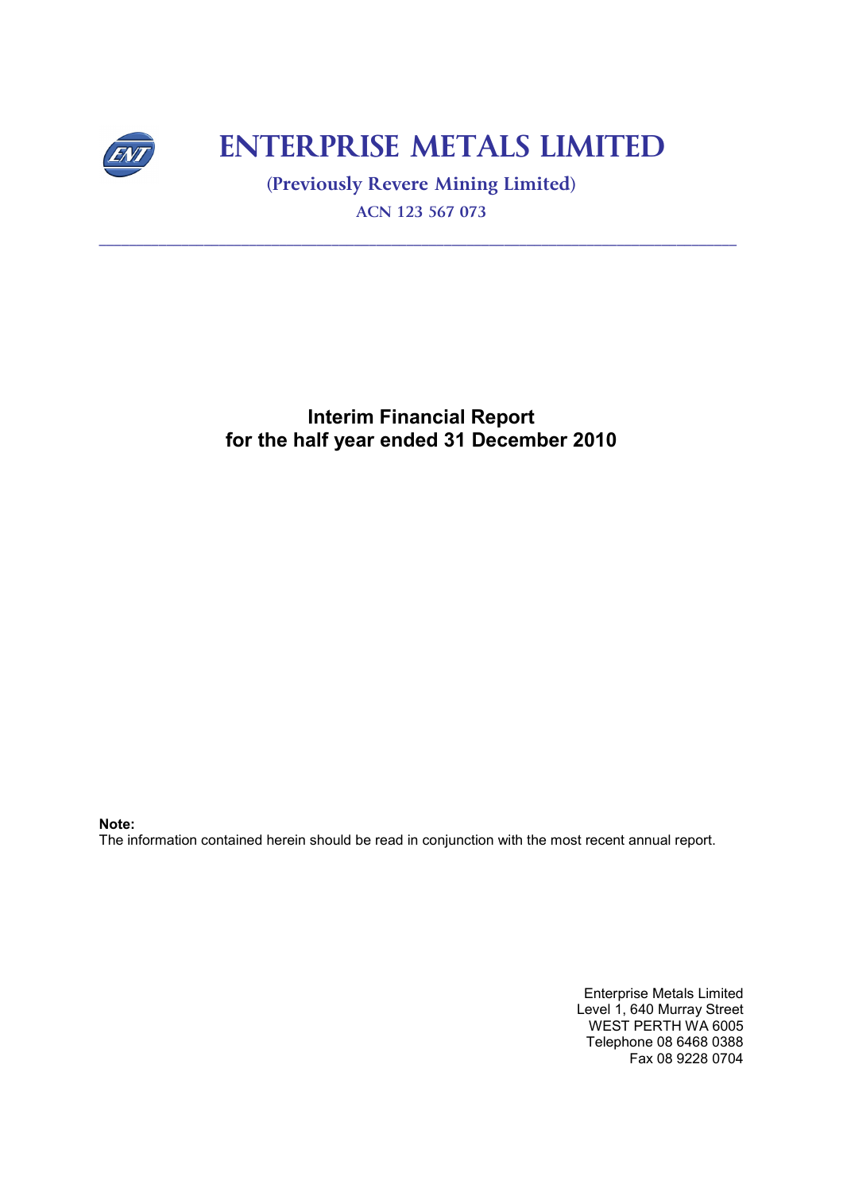# ENTERPRISE METALS LIMITED

**(Previously Revere Mining Limited)**

**ACN 123 567 073**

---

## Interim Financial Report
## for the half year ended 31 December 2010

**Note:**
The information contained herein should be read in conjunction with the most recent annual report.

Enterprise Metals Limited
Level 1, 640 Murray Street
WEST PERTH WA 6005
Telephone 08 6468 0388
Fax 08 9228 0704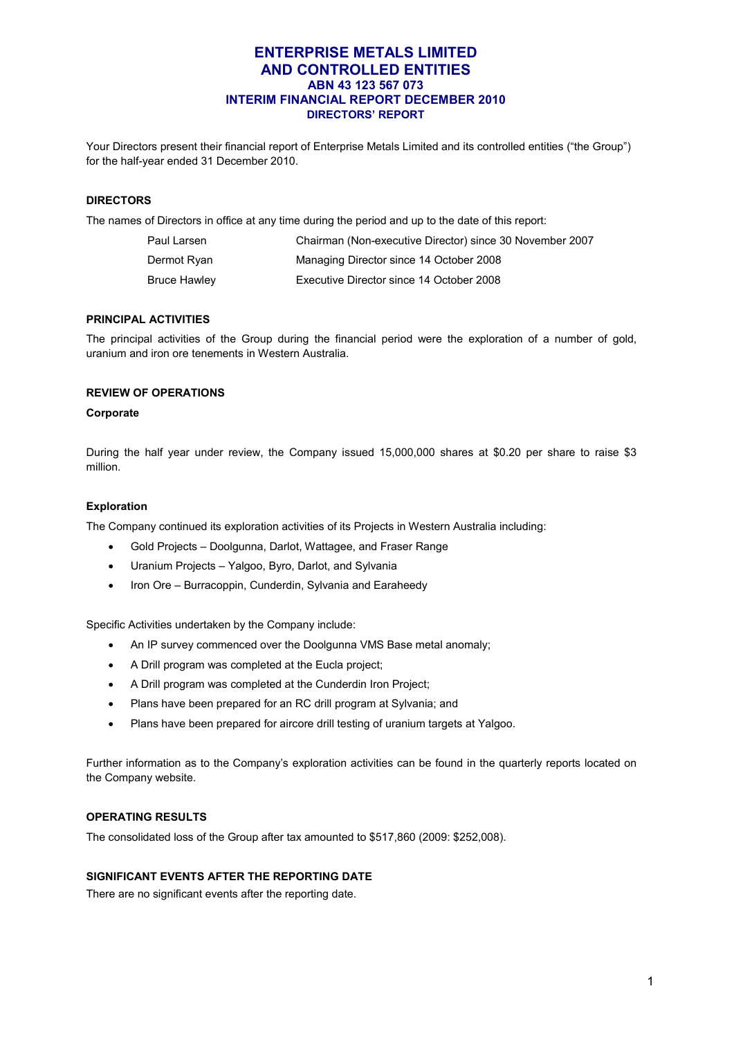# ENTERPRISE METALS LIMITED
# AND CONTROLLED ENTITIES
## ABN 43 123 567 073
## INTERIM FINANCIAL REPORT DECEMBER 2010
### DIRECTORS' REPORT

Your Directors present their financial report of Enterprise Metals Limited and its controlled entities ("the Group") for the half-year ended 31 December 2010.

**DIRECTORS**

The names of Directors in office at any time during the period and up to the date of this report:

| | |
|---|---|
| Paul Larsen | Chairman (Non-executive Director) since 30 November 2007 |
| Dermot Ryan | Managing Director since 14 October 2008 |
| Bruce Hawley | Executive Director since 14 October 2008 |

**PRINCIPAL ACTIVITIES**

The principal activities of the Group during the financial period were the exploration of a number of gold, uranium and iron ore tenements in Western Australia.

**REVIEW OF OPERATIONS**

**Corporate**

During the half year under review, the Company issued 15,000,000 shares at $0.20 per share to raise $3 million.

**Exploration**

The Company continued its exploration activities of its Projects in Western Australia including:

- Gold Projects – Doolgunna, Darlot, Wattagee, and Fraser Range
- Uranium Projects – Yalgoo, Byro, Darlot, and Sylvania
- Iron Ore – Burracoppin, Cunderdin, Sylvania and Earaheedy

Specific Activities undertaken by the Company include:

- An IP survey commenced over the Doolgunna VMS Base metal anomaly;
- A Drill program was completed at the Eucla project;
- A Drill program was completed at the Cunderdin Iron Project;
- Plans have been prepared for an RC drill program at Sylvania; and
- Plans have been prepared for aircore drill testing of uranium targets at Yalgoo.

Further information as to the Company's exploration activities can be found in the quarterly reports located on the Company website.

**OPERATING RESULTS**

The consolidated loss of the Group after tax amounted to $517,860 (2009: $252,008).

**SIGNIFICANT EVENTS AFTER THE REPORTING DATE**

There are no significant events after the reporting date.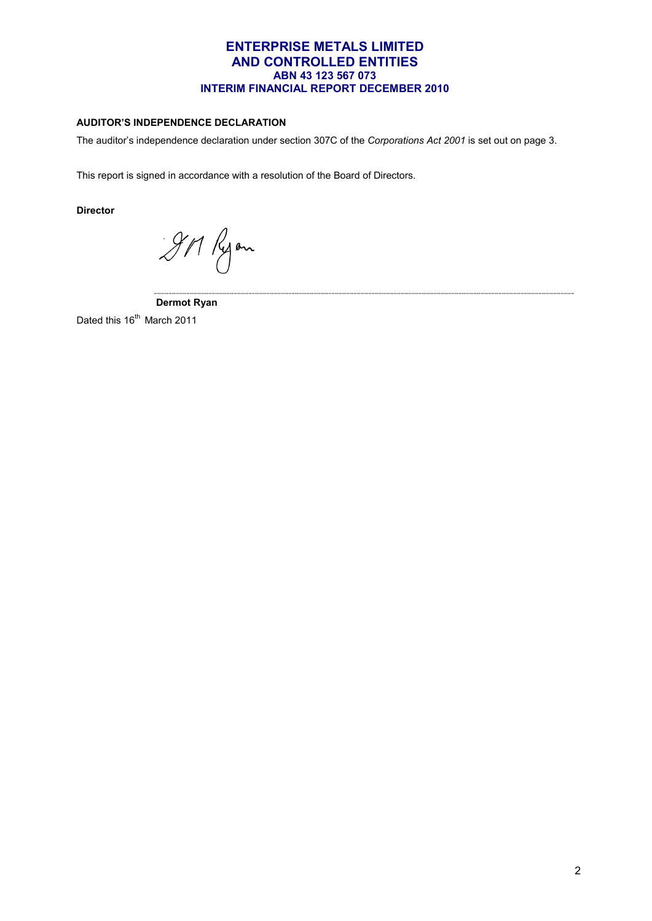**AUDITOR'S INDEPENDENCE DECLARATION**

The auditor's independence declaration under section 307C of the *Corporations Act 2001* is set out on page 3.

This report is signed in accordance with a resolution of the Board of Directors.

**Director**

**Dermot Ryan**

Dated this 16th March 2011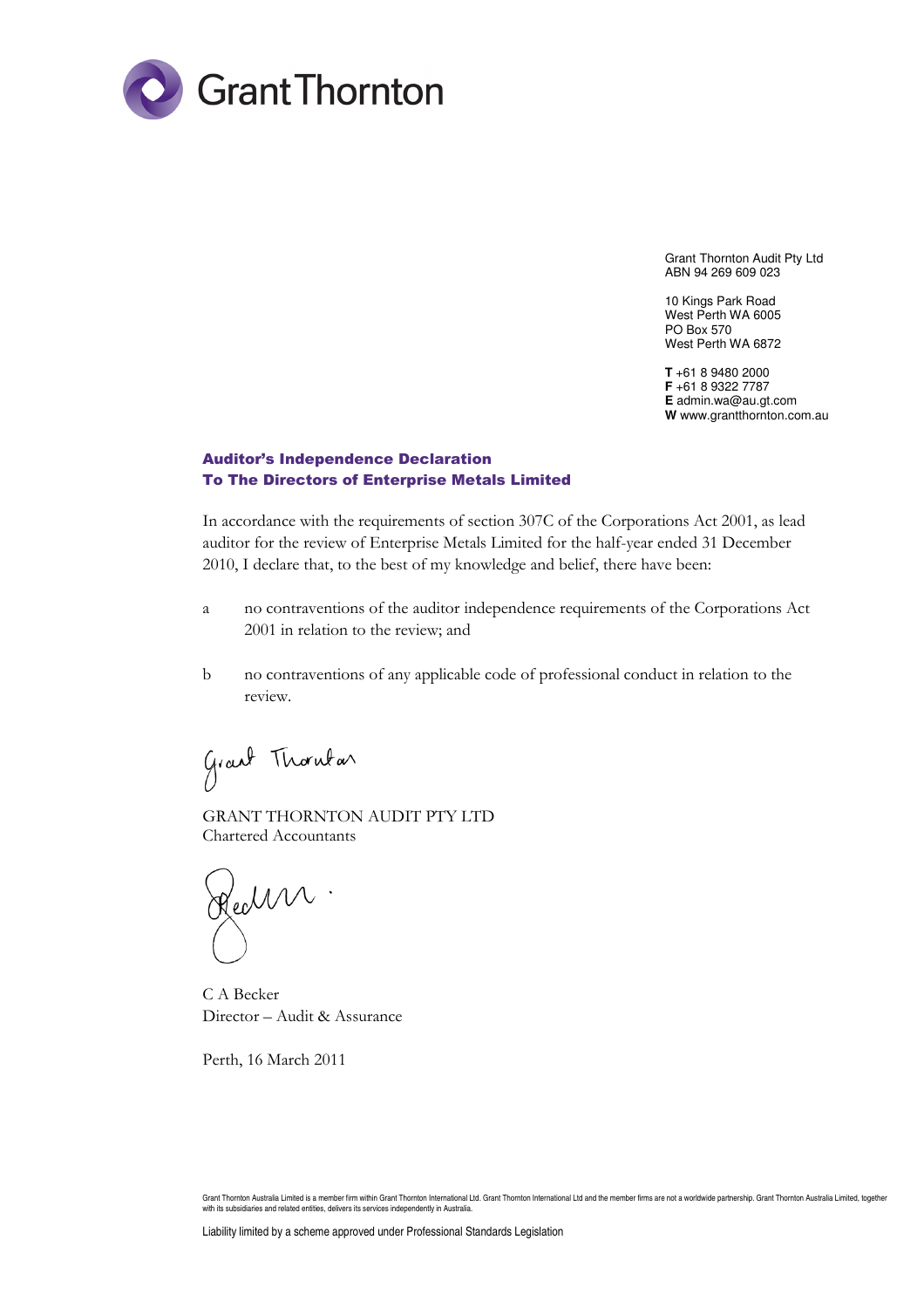Grant Thornton

Grant Thornton Audit Pty Ltd
ABN 94 269 609 023

10 Kings Park Road
West Perth WA 6005
PO Box 570
West Perth WA 6872

**T** +61 8 9480 2000
**F** +61 8 9322 7787
**E** admin.wa@au.gt.com
**W** www.grantthornton.com.au

## Auditor's Independence Declaration
## To The Directors of Enterprise Metals Limited

In accordance with the requirements of section 307C of the Corporations Act 2001, as lead auditor for the review of Enterprise Metals Limited for the half-year ended 31 December 2010, I declare that, to the best of my knowledge and belief, there have been:

a no contraventions of the auditor independence requirements of the Corporations Act 2001 in relation to the review; and

b no contraventions of any applicable code of professional conduct in relation to the review.

GRANT THORNTON AUDIT PTY LTD
Chartered Accountants

C A Becker
Director – Audit & Assurance

Perth, 16 March 2011

Grant Thornton Australia Limited is a member firm within Grant Thornton International Ltd. Grant Thornton International Ltd and the member firms are not a worldwide partnership. Grant Thornton Australia Limited, together with its subsidiaries and related entities, delivers its services independently in Australia.

Liability limited by a scheme approved under Professional Standards Legislation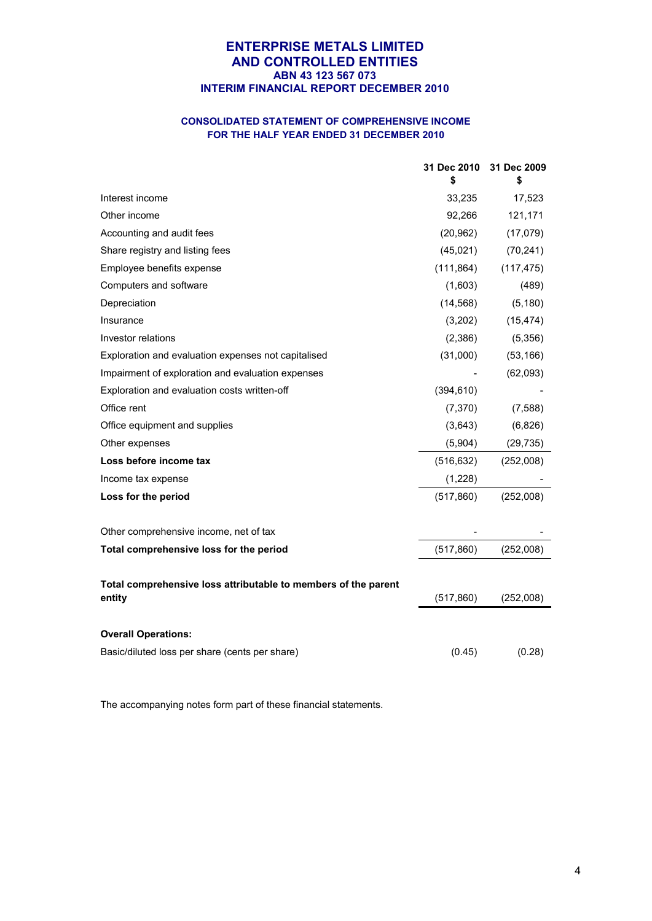# ENTERPRISE METALS LIMITED AND CONTROLLED ENTITIES
## ABN 43 123 567 073
## INTERIM FINANCIAL REPORT DECEMBER 2010

### CONSOLIDATED STATEMENT OF COMPREHENSIVE INCOME FOR THE HALF YEAR ENDED 31 DECEMBER 2010

| | 31 Dec 2010 $ | 31 Dec 2009 $ |
|---|---|---|
| Interest income | 33,235 | 17,523 |
| Other income | 92,266 | 121,171 |
| Accounting and audit fees | (20,962) | (17,079) |
| Share registry and listing fees | (45,021) | (70,241) |
| Employee benefits expense | (111,864) | (117,475) |
| Computers and software | (1,603) | (489) |
| Depreciation | (14,568) | (5,180) |
| Insurance | (3,202) | (15,474) |
| Investor relations | (2,386) | (5,356) |
| Exploration and evaluation expenses not capitalised | (31,000) | (53,166) |
| Impairment of exploration and evaluation expenses | - | (62,093) |
| Exploration and evaluation costs written-off | (394,610) | - |
| Office rent | (7,370) | (7,588) |
| Office equipment and supplies | (3,643) | (6,826) |
| Other expenses | (5,904) | (29,735) |
| **Loss before income tax** | (516,632) | (252,008) |
| Income tax expense | (1,228) | - |
| **Loss for the period** | (517,860) | (252,008) |
| | | |
| Other comprehensive income, net of tax | - | - |
| **Total comprehensive loss for the period** | (517,860) | (252,008) |
| | | |
| **Total comprehensive loss attributable to members of the parent entity** | (517,860) | (252,008) |
| | | |
| **Overall Operations:** | | |
| Basic/diluted loss per share (cents per share) | (0.45) | (0.28) |

The accompanying notes form part of these financial statements.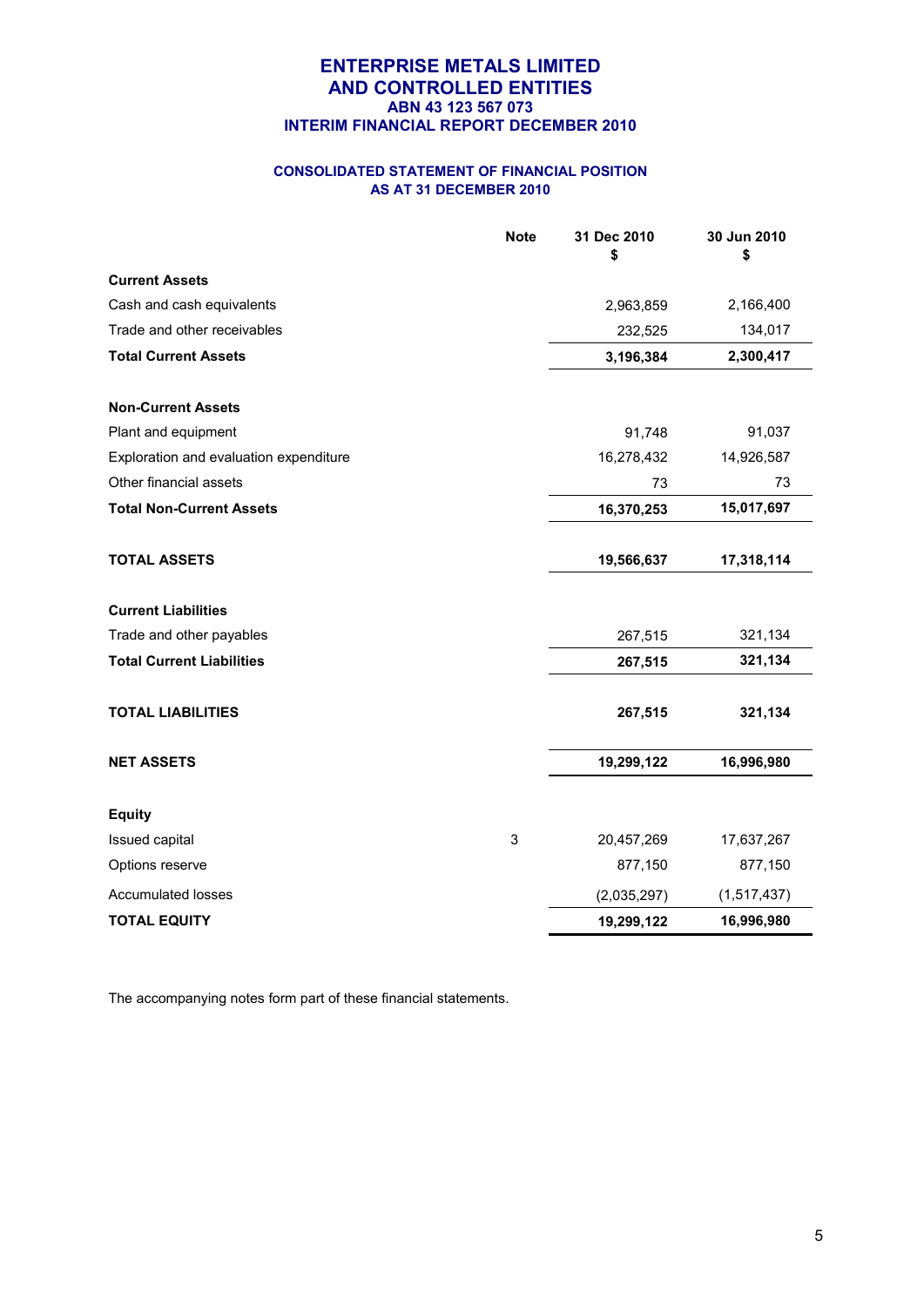# ENTERPRISE METALS LIMITED
# AND CONTROLLED ENTITIES
### ABN 43 123 567 073
### INTERIM FINANCIAL REPORT DECEMBER 2010

## CONSOLIDATED STATEMENT OF FINANCIAL POSITION
## AS AT 31 DECEMBER 2010

| | Note | 31 Dec 2010<br>$ | 30 Jun 2010<br>$ |
|---|---|---|---|
| **Current Assets** | | | |
| Cash and cash equivalents | | 2,963,859 | 2,166,400 |
| Trade and other receivables | | 232,525 | 134,017 |
| **Total Current Assets** | | **3,196,384** | **2,300,417** |
| | | | |
| **Non-Current Assets** | | | |
| Plant and equipment | | 91,748 | 91,037 |
| Exploration and evaluation expenditure | | 16,278,432 | 14,926,587 |
| Other financial assets | | 73 | 73 |
| **Total Non-Current Assets** | | **16,370,253** | **15,017,697** |
| | | | |
| **TOTAL ASSETS** | | **19,566,637** | **17,318,114** |
| | | | |
| **Current Liabilities** | | | |
| Trade and other payables | | 267,515 | 321,134 |
| **Total Current Liabilities** | | **267,515** | **321,134** |
| | | | |
| **TOTAL LIABILITIES** | | **267,515** | **321,134** |
| | | | |
| **NET ASSETS** | | **19,299,122** | **16,996,980** |
| | | | |
| **Equity** | | | |
| Issued capital | 3 | 20,457,269 | 17,637,267 |
| Options reserve | | 877,150 | 877,150 |
| Accumulated losses | | (2,035,297) | (1,517,437) |
| **TOTAL EQUITY** | | **19,299,122** | **16,996,980** |

The accompanying notes form part of these financial statements.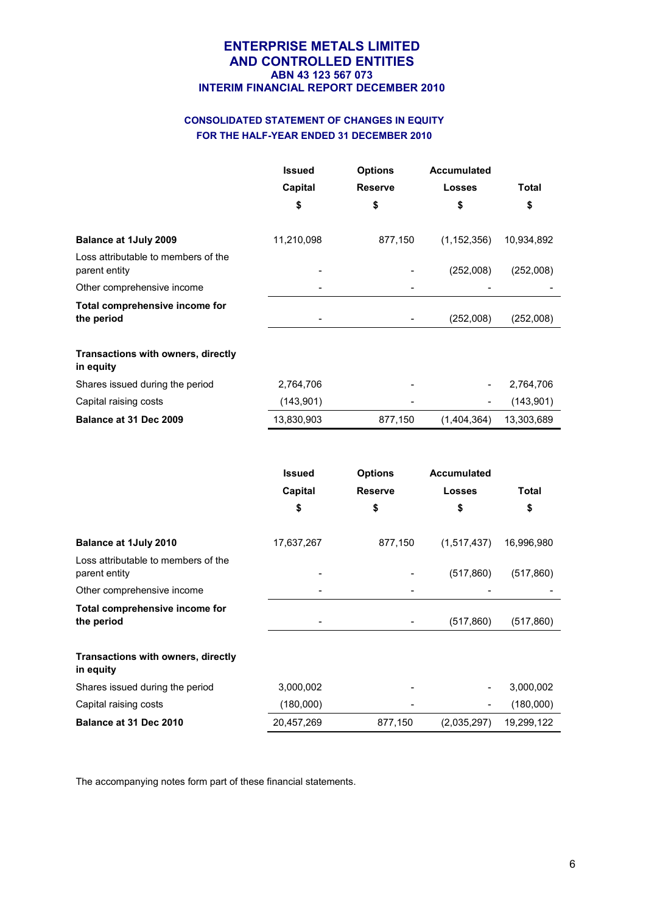# ENTERPRISE METALS LIMITED
# AND CONTROLLED ENTITIES
### ABN 43 123 567 073
### INTERIM FINANCIAL REPORT DECEMBER 2010

## CONSOLIDATED STATEMENT OF CHANGES IN EQUITY
## FOR THE HALF-YEAR ENDED 31 DECEMBER 2010

| | Issued Capital $ | Options Reserve $ | Accumulated Losses $ | Total $ |
|---|---|---|---|---|
| **Balance at 1July 2009** | 11,210,098 | 877,150 | (1,152,356) | 10,934,892 |
| Loss attributable to members of the parent entity | - | - | (252,008) | (252,008) |
| Other comprehensive income | - | - | - | - |
| **Total comprehensive income for the period** | - | - | (252,008) | (252,008) |
| **Transactions with owners, directly in equity** | | | | |
| Shares issued during the period | 2,764,706 | - | - | 2,764,706 |
| Capital raising costs | (143,901) | - | - | (143,901) |
| **Balance at 31 Dec 2009** | 13,830,903 | 877,150 | (1,404,364) | 13,303,689 |

| | Issued Capital $ | Options Reserve $ | Accumulated Losses $ | Total $ |
|---|---|---|---|---|
| **Balance at 1July 2010** | 17,637,267 | 877,150 | (1,517,437) | 16,996,980 |
| Loss attributable to members of the parent entity | - | - | (517,860) | (517,860) |
| Other comprehensive income | - | - | - | - |
| **Total comprehensive income for the period** | - | - | (517,860) | (517,860) |
| **Transactions with owners, directly in equity** | | | | |
| Shares issued during the period | 3,000,002 | - | - | 3,000,002 |
| Capital raising costs | (180,000) | - | - | (180,000) |
| **Balance at 31 Dec 2010** | 20,457,269 | 877,150 | (2,035,297) | 19,299,122 |

The accompanying notes form part of these financial statements.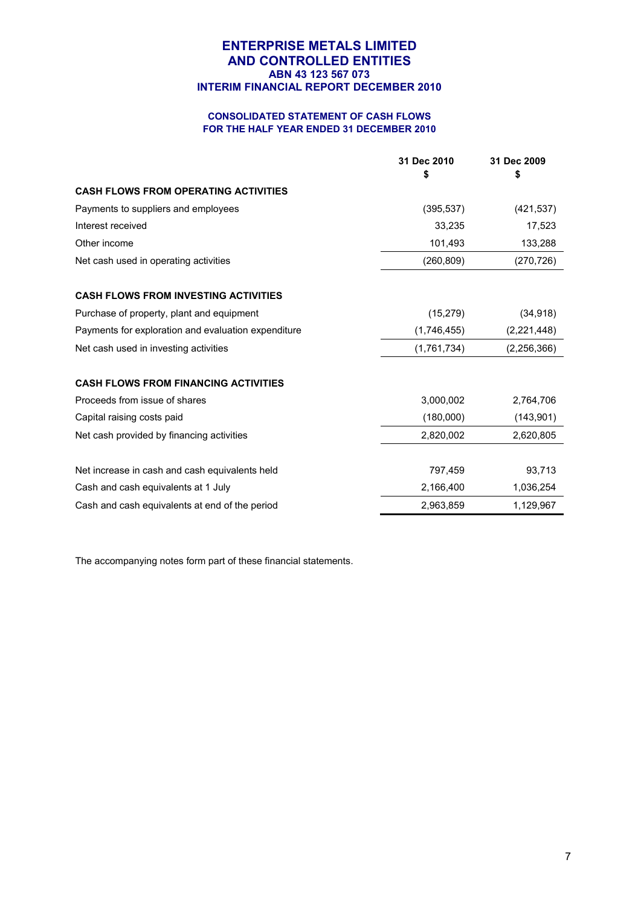# ENTERPRISE METALS LIMITED
# AND CONTROLLED ENTITIES
### ABN 43 123 567 073
### INTERIM FINANCIAL REPORT DECEMBER 2010

### CONSOLIDATED STATEMENT OF CASH FLOWS
### FOR THE HALF YEAR ENDED 31 DECEMBER 2010

| | 31 Dec 2010 $ | 31 Dec 2009 $ |
|---|---|---|
| **CASH FLOWS FROM OPERATING ACTIVITIES** | | |
| Payments to suppliers and employees | (395,537) | (421,537) |
| Interest received | 33,235 | 17,523 |
| Other income | 101,493 | 133,288 |
| Net cash used in operating activities | (260,809) | (270,726) |
| | | |
| **CASH FLOWS FROM INVESTING ACTIVITIES** | | |
| Purchase of property, plant and equipment | (15,279) | (34,918) |
| Payments for exploration and evaluation expenditure | (1,746,455) | (2,221,448) |
| Net cash used in investing activities | (1,761,734) | (2,256,366) |
| | | |
| **CASH FLOWS FROM FINANCING ACTIVITIES** | | |
| Proceeds from issue of shares | 3,000,002 | 2,764,706 |
| Capital raising costs paid | (180,000) | (143,901) |
| Net cash provided by financing activities | 2,820,002 | 2,620,805 |
| | | |
| Net increase in cash and cash equivalents held | 797,459 | 93,713 |
| Cash and cash equivalents at 1 July | 2,166,400 | 1,036,254 |
| Cash and cash equivalents at end of the period | 2,963,859 | 1,129,967 |

The accompanying notes form part of these financial statements.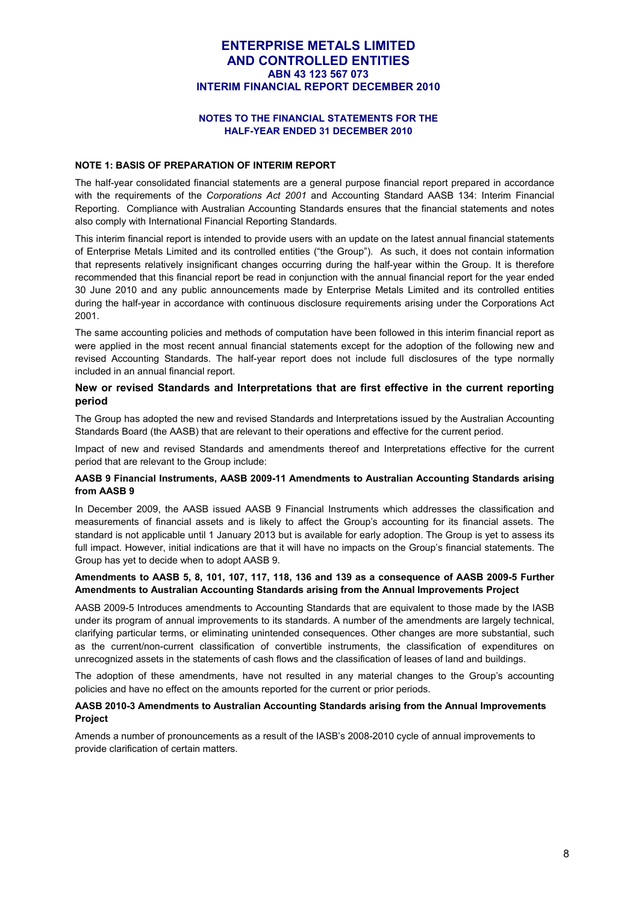# NOTES TO THE FINANCIAL STATEMENTS FOR THE HALF-YEAR ENDED 31 DECEMBER 2010

## NOTE 1: BASIS OF PREPARATION OF INTERIM REPORT

The half-year consolidated financial statements are a general purpose financial report prepared in accordance with the requirements of the *Corporations Act 2001* and Accounting Standard AASB 134: Interim Financial Reporting. Compliance with Australian Accounting Standards ensures that the financial statements and notes also comply with International Financial Reporting Standards.

This interim financial report is intended to provide users with an update on the latest annual financial statements of Enterprise Metals Limited and its controlled entities ("the Group"). As such, it does not contain information that represents relatively insignificant changes occurring during the half-year within the Group. It is therefore recommended that this financial report be read in conjunction with the annual financial report for the year ended 30 June 2010 and any public announcements made by Enterprise Metals Limited and its controlled entities during the half-year in accordance with continuous disclosure requirements arising under the Corporations Act 2001.

The same accounting policies and methods of computation have been followed in this interim financial report as were applied in the most recent annual financial statements except for the adoption of the following new and revised Accounting Standards. The half-year report does not include full disclosures of the type normally included in an annual financial report.

### New or revised Standards and Interpretations that are first effective in the current reporting period

The Group has adopted the new and revised Standards and Interpretations issued by the Australian Accounting Standards Board (the AASB) that are relevant to their operations and effective for the current period.

Impact of new and revised Standards and amendments thereof and Interpretations effective for the current period that are relevant to the Group include:

**AASB 9 Financial Instruments, AASB 2009-11 Amendments to Australian Accounting Standards arising from AASB 9**

In December 2009, the AASB issued AASB 9 Financial Instruments which addresses the classification and measurements of financial assets and is likely to affect the Group's accounting for its financial assets. The standard is not applicable until 1 January 2013 but is available for early adoption. The Group is yet to assess its full impact. However, initial indications are that it will have no impacts on the Group's financial statements. The Group has yet to decide when to adopt AASB 9.

**Amendments to AASB 5, 8, 101, 107, 117, 118, 136 and 139 as a consequence of AASB 2009-5 Further Amendments to Australian Accounting Standards arising from the Annual Improvements Project**

AASB 2009-5 Introduces amendments to Accounting Standards that are equivalent to those made by the IASB under its program of annual improvements to its standards. A number of the amendments are largely technical, clarifying particular terms, or eliminating unintended consequences. Other changes are more substantial, such as the current/non-current classification of convertible instruments, the classification of expenditures on unrecognized assets in the statements of cash flows and the classification of leases of land and buildings.

The adoption of these amendments, have not resulted in any material changes to the Group's accounting policies and have no effect on the amounts reported for the current or prior periods.

**AASB 2010-3 Amendments to Australian Accounting Standards arising from the Annual Improvements Project**

Amends a number of pronouncements as a result of the IASB's 2008-2010 cycle of annual improvements to provide clarification of certain matters.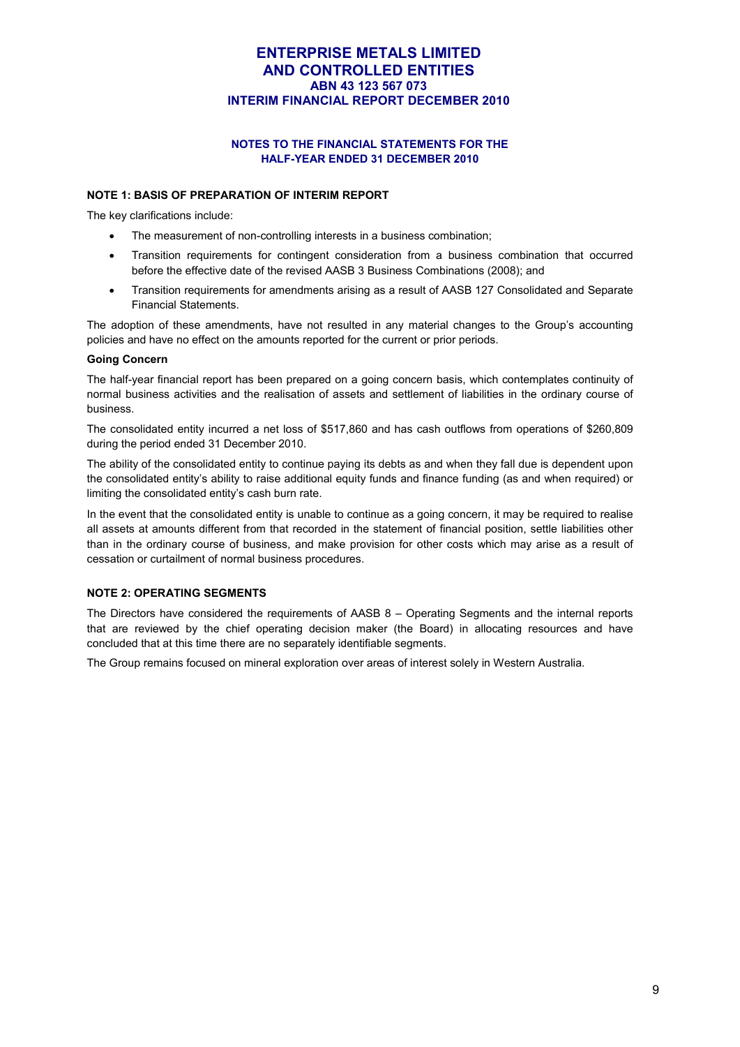# ENTERPRISE METALS LIMITED AND CONTROLLED ENTITIES
## ABN 43 123 567 073
## INTERIM FINANCIAL REPORT DECEMBER 2010

### NOTES TO THE FINANCIAL STATEMENTS FOR THE HALF-YEAR ENDED 31 DECEMBER 2010

**NOTE 1: BASIS OF PREPARATION OF INTERIM REPORT**

The key clarifications include:

- The measurement of non-controlling interests in a business combination;
- Transition requirements for contingent consideration from a business combination that occurred before the effective date of the revised AASB 3 Business Combinations (2008); and
- Transition requirements for amendments arising as a result of AASB 127 Consolidated and Separate Financial Statements.

The adoption of these amendments, have not resulted in any material changes to the Group's accounting policies and have no effect on the amounts reported for the current or prior periods.

**Going Concern**

The half-year financial report has been prepared on a going concern basis, which contemplates continuity of normal business activities and the realisation of assets and settlement of liabilities in the ordinary course of business.

The consolidated entity incurred a net loss of $517,860 and has cash outflows from operations of $260,809 during the period ended 31 December 2010.

The ability of the consolidated entity to continue paying its debts as and when they fall due is dependent upon the consolidated entity's ability to raise additional equity funds and finance funding (as and when required) or limiting the consolidated entity's cash burn rate.

In the event that the consolidated entity is unable to continue as a going concern, it may be required to realise all assets at amounts different from that recorded in the statement of financial position, settle liabilities other than in the ordinary course of business, and make provision for other costs which may arise as a result of cessation or curtailment of normal business procedures.

**NOTE 2: OPERATING SEGMENTS**

The Directors have considered the requirements of AASB 8 – Operating Segments and the internal reports that are reviewed by the chief operating decision maker (the Board) in allocating resources and have concluded that at this time there are no separately identifiable segments.

The Group remains focused on mineral exploration over areas of interest solely in Western Australia.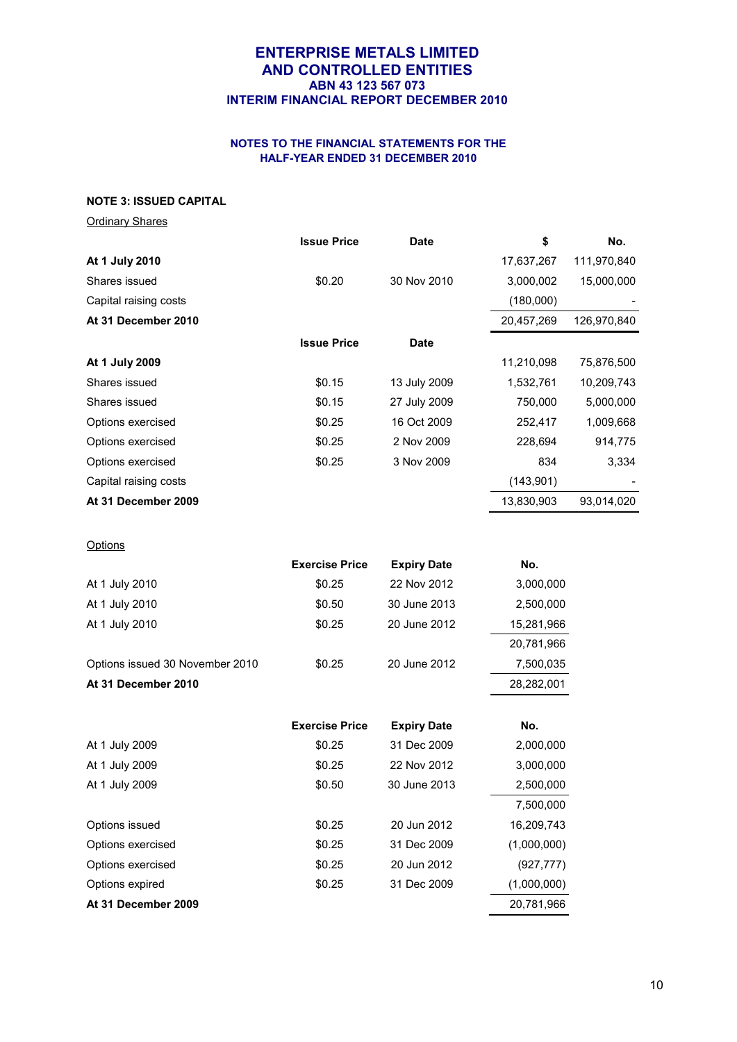# ENTERPRISE METALS LIMITED AND CONTROLLED ENTITIES
## ABN 43 123 567 073
## INTERIM FINANCIAL REPORT DECEMBER 2010

### NOTES TO THE FINANCIAL STATEMENTS FOR THE HALF-YEAR ENDED 31 DECEMBER 2010

**NOTE 3: ISSUED CAPITAL**

Ordinary Shares

| | Issue Price | Date | $ | No. |
|---|---|---|---|---|
| **At 1 July 2010** | | | 17,637,267 | 111,970,840 |
| Shares issued | $0.20 | 30 Nov 2010 | 3,000,002 | 15,000,000 |
| Capital raising costs | | | (180,000) | - |
| **At 31 December 2010** | | | 20,457,269 | 126,970,840 |

| | Issue Price | Date | $ | No. |
|---|---|---|---|---|
| **At 1 July 2009** | | | 11,210,098 | 75,876,500 |
| Shares issued | $0.15 | 13 July 2009 | 1,532,761 | 10,209,743 |
| Shares issued | $0.15 | 27 July 2009 | 750,000 | 5,000,000 |
| Options exercised | $0.25 | 16 Oct 2009 | 252,417 | 1,009,668 |
| Options exercised | $0.25 | 2 Nov 2009 | 228,694 | 914,775 |
| Options exercised | $0.25 | 3 Nov 2009 | 834 | 3,334 |
| Capital raising costs | | | (143,901) | - |
| **At 31 December 2009** | | | 13,830,903 | 93,014,020 |

Options

| | Exercise Price | Expiry Date | No. |
|---|---|---|---|
| At 1 July 2010 | $0.25 | 22 Nov 2012 | 3,000,000 |
| At 1 July 2010 | $0.50 | 30 June 2013 | 2,500,000 |
| At 1 July 2010 | $0.25 | 20 June 2012 | 15,281,966 |
| | | | 20,781,966 |
| Options issued 30 November 2010 | $0.25 | 20 June 2012 | 7,500,035 |
| **At 31 December 2010** | | | 28,282,001 |

| | Exercise Price | Expiry Date | No. |
|---|---|---|---|
| At 1 July 2009 | $0.25 | 31 Dec 2009 | 2,000,000 |
| At 1 July 2009 | $0.25 | 22 Nov 2012 | 3,000,000 |
| At 1 July 2009 | $0.50 | 30 June 2013 | 2,500,000 |
| | | | 7,500,000 |
| Options issued | $0.25 | 20 Jun 2012 | 16,209,743 |
| Options exercised | $0.25 | 31 Dec 2009 | (1,000,000) |
| Options exercised | $0.25 | 20 Jun 2012 | (927,777) |
| Options expired | $0.25 | 31 Dec 2009 | (1,000,000) |
| **At 31 December 2009** | | | 20,781,966 |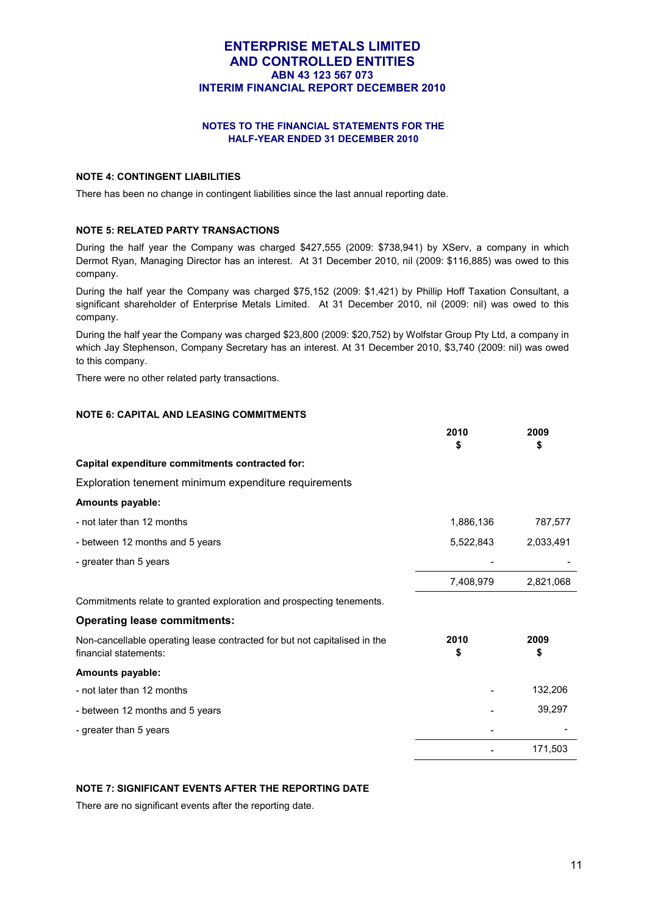## NOTE 4: CONTINGENT LIABILITIES

There has been no change in contingent liabilities since the last annual reporting date.

## NOTE 5: RELATED PARTY TRANSACTIONS

During the half year the Company was charged $427,555 (2009: $738,941) by XServ, a company in which Dermot Ryan, Managing Director has an interest. At 31 December 2010, nil (2009: $116,885) was owed to this company.

During the half year the Company was charged $75,152 (2009: $1,421) by Phillip Hoff Taxation Consultant, a significant shareholder of Enterprise Metals Limited. At 31 December 2010, nil (2009: nil) was owed to this company.

During the half year the Company was charged $23,800 (2009: $20,752) by Wolfstar Group Pty Ltd, a company in which Jay Stephenson, Company Secretary has an interest. At 31 December 2010, $3,740 (2009: nil) was owed to this company.

There were no other related party transactions.

## NOTE 6: CAPITAL AND LEASING COMMITMENTS

| | 2010<br>$ | 2009<br>$ |
|---|---|---|
| **Capital expenditure commitments contracted for:** | | |
| Exploration tenement minimum expenditure requirements | | |
| **Amounts payable:** | | |
| - not later than 12 months | 1,886,136 | 787,577 |
| - between 12 months and 5 years | 5,522,843 | 2,033,491 |
| - greater than 5 years | - | - |
| | 7,408,979 | 2,821,068 |

Commitments relate to granted exploration and prospecting tenements.

**Operating lease commitments:**

| Non-cancellable operating lease contracted for but not capitalised in the financial statements: | 2010<br>$ | 2009<br>$ |
|---|---|---|
| **Amounts payable:** | | |
| - not later than 12 months | - | 132,206 |
| - between 12 months and 5 years | - | 39,297 |
| - greater than 5 years | - | - |
| | - | 171,503 |

## NOTE 7: SIGNIFICANT EVENTS AFTER THE REPORTING DATE

There are no significant events after the reporting date.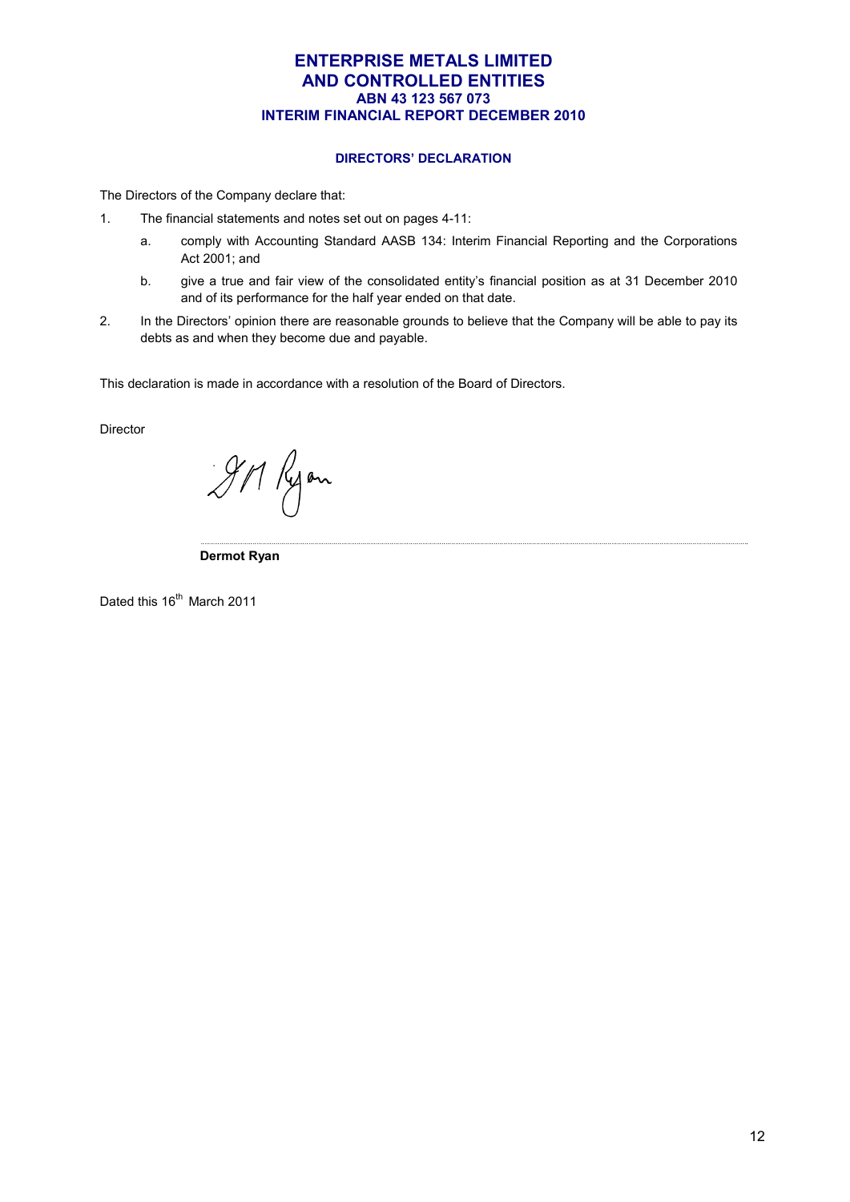# ENTERPRISE METALS LIMITED
# AND CONTROLLED ENTITIES
### ABN 43 123 567 073
### INTERIM FINANCIAL REPORT DECEMBER 2010

## DIRECTORS' DECLARATION

The Directors of the Company declare that:

1. The financial statements and notes set out on pages 4-11:
   a. comply with Accounting Standard AASB 134: Interim Financial Reporting and the Corporations Act 2001; and
   b. give a true and fair view of the consolidated entity's financial position as at 31 December 2010 and of its performance for the half year ended on that date.
2. In the Directors' opinion there are reasonable grounds to believe that the Company will be able to pay its debts as and when they become due and payable.

This declaration is made in accordance with a resolution of the Board of Directors.

Director

**Dermot Ryan**

Dated this 16th March 2011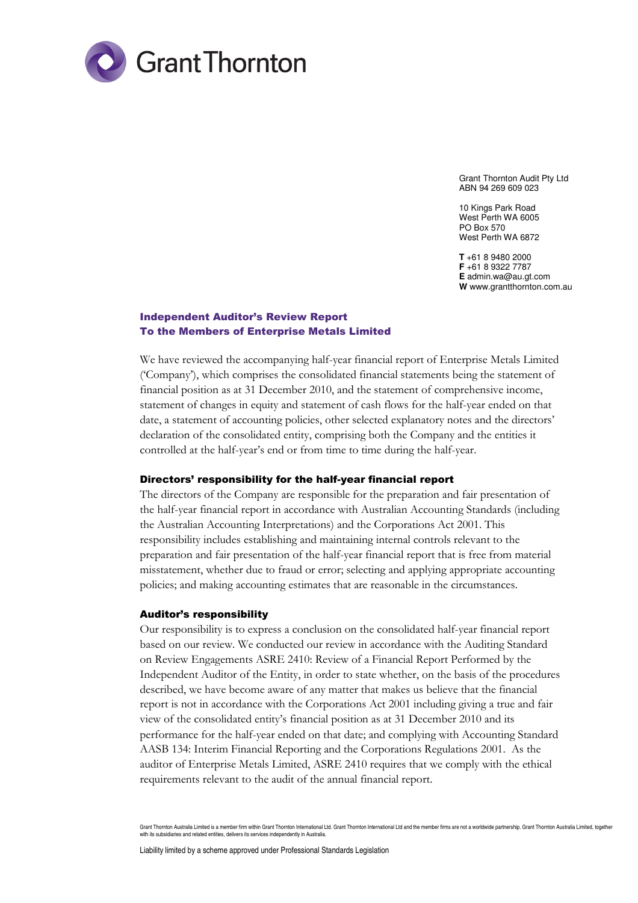Grant Thornton

Grant Thornton Audit Pty Ltd
ABN 94 269 609 023

10 Kings Park Road
West Perth WA 6005
PO Box 570
West Perth WA 6872

**T** +61 8 9480 2000
**F** +61 8 9322 7787
**E** admin.wa@au.gt.com
**W** www.grantthornton.com.au

## Independent Auditor's Review Report
## To the Members of Enterprise Metals Limited

We have reviewed the accompanying half-year financial report of Enterprise Metals Limited ('Company'), which comprises the consolidated financial statements being the statement of financial position as at 31 December 2010, and the statement of comprehensive income, statement of changes in equity and statement of cash flows for the half-year ended on that date, a statement of accounting policies, other selected explanatory notes and the directors' declaration of the consolidated entity, comprising both the Company and the entities it controlled at the half-year's end or from time to time during the half-year.

### Directors' responsibility for the half-year financial report

The directors of the Company are responsible for the preparation and fair presentation of the half-year financial report in accordance with Australian Accounting Standards (including the Australian Accounting Interpretations) and the Corporations Act 2001. This responsibility includes establishing and maintaining internal controls relevant to the preparation and fair presentation of the half-year financial report that is free from material misstatement, whether due to fraud or error; selecting and applying appropriate accounting policies; and making accounting estimates that are reasonable in the circumstances.

### Auditor's responsibility

Our responsibility is to express a conclusion on the consolidated half-year financial report based on our review. We conducted our review in accordance with the Auditing Standard on Review Engagements ASRE 2410: Review of a Financial Report Performed by the Independent Auditor of the Entity, in order to state whether, on the basis of the procedures described, we have become aware of any matter that makes us believe that the financial report is not in accordance with the Corporations Act 2001 including giving a true and fair view of the consolidated entity's financial position as at 31 December 2010 and its performance for the half-year ended on that date; and complying with Accounting Standard AASB 134: Interim Financial Reporting and the Corporations Regulations 2001. As the auditor of Enterprise Metals Limited, ASRE 2410 requires that we comply with the ethical requirements relevant to the audit of the annual financial report.

Grant Thornton Australia Limited is a member firm within Grant Thornton International Ltd. Grant Thornton International Ltd and the member firms are not a worldwide partnership. Grant Thornton Australia Limited, together with its subsidiaries and related entities, delivers its services independently in Australia.

Liability limited by a scheme approved under Professional Standards Legislation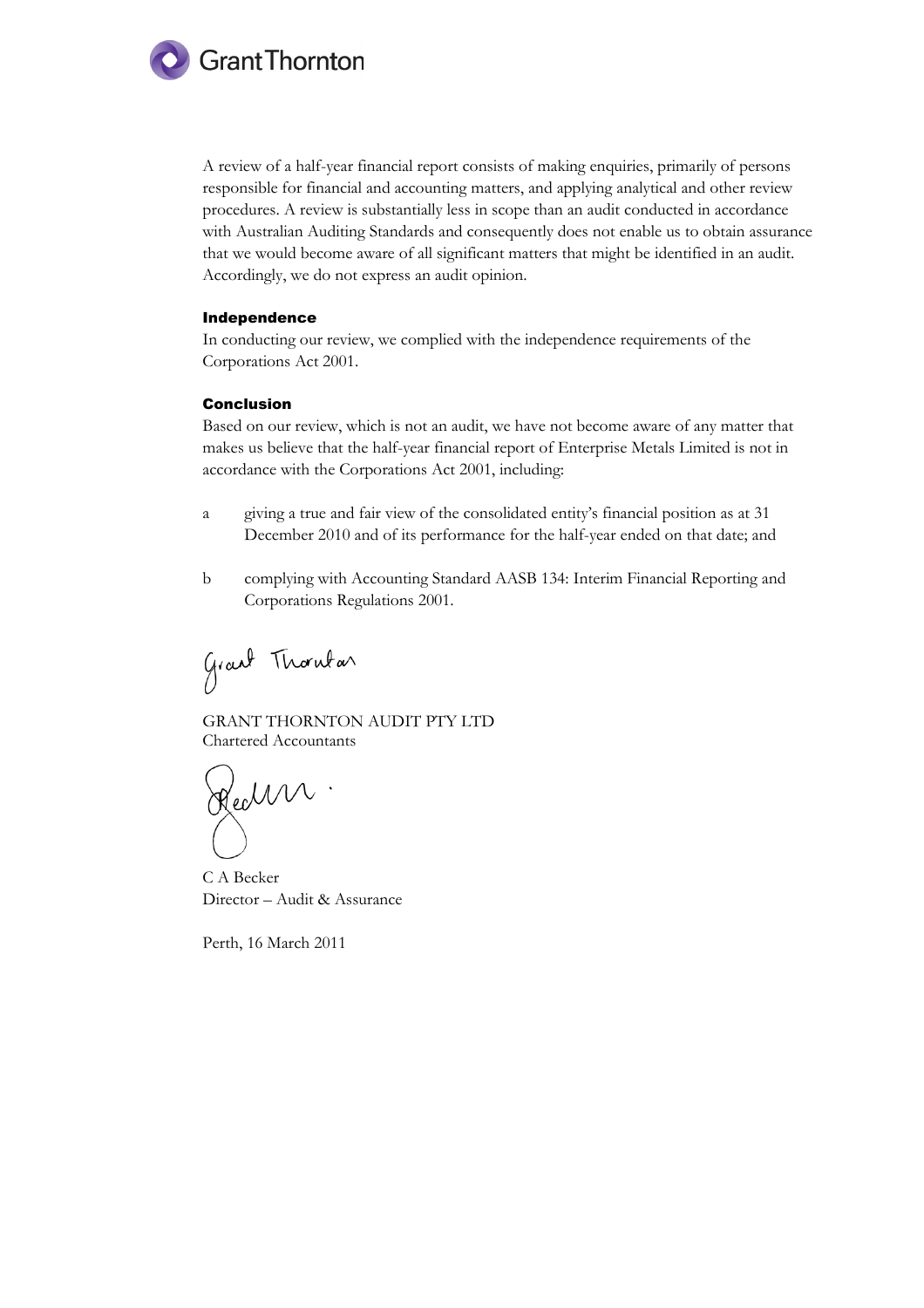A review of a half-year financial report consists of making enquiries, primarily of persons responsible for financial and accounting matters, and applying analytical and other review procedures. A review is substantially less in scope than an audit conducted in accordance with Australian Auditing Standards and consequently does not enable us to obtain assurance that we would become aware of all significant matters that might be identified in an audit. Accordingly, we do not express an audit opinion.

**Independence**

In conducting our review, we complied with the independence requirements of the Corporations Act 2001.

**Conclusion**

Based on our review, which is not an audit, we have not become aware of any matter that makes us believe that the half-year financial report of Enterprise Metals Limited is not in accordance with the Corporations Act 2001, including:

a giving a true and fair view of the consolidated entity's financial position as at 31 December 2010 and of its performance for the half-year ended on that date; and

b complying with Accounting Standard AASB 134: Interim Financial Reporting and Corporations Regulations 2001.

GRANT THORNTON AUDIT PTY LTD
Chartered Accountants

C A Becker
Director – Audit & Assurance

Perth, 16 March 2011